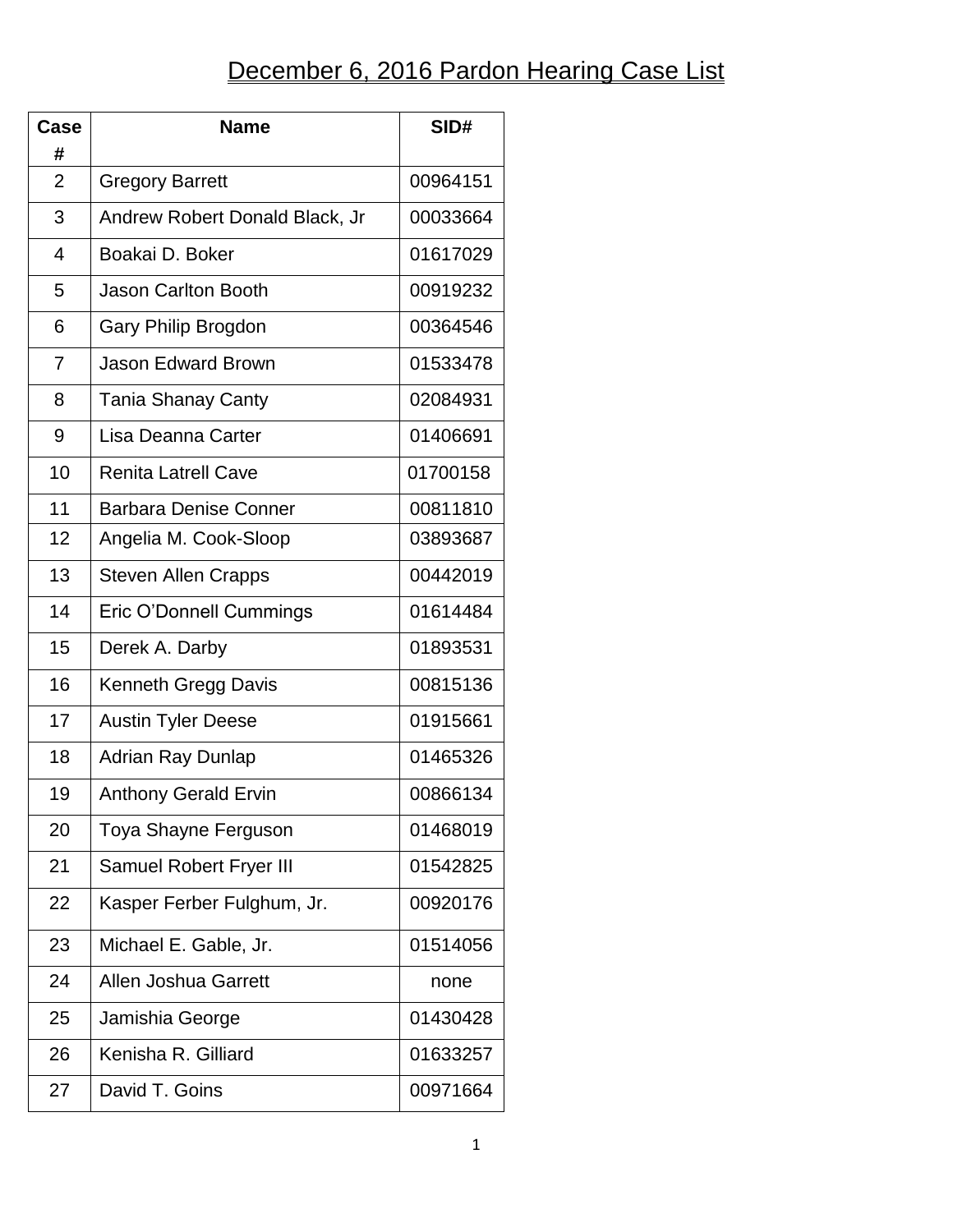# December 6, 2016 Pardon Hearing Case List

| Case # | Name | SID# |
|---|---|---|
| 2 | Gregory Barrett | 00964151 |
| 3 | Andrew Robert Donald Black, Jr | 00033664 |
| 4 | Boakai D. Boker | 01617029 |
| 5 | Jason Carlton Booth | 00919232 |
| 6 | Gary Philip Brogdon | 00364546 |
| 7 | Jason Edward Brown | 01533478 |
| 8 | Tania Shanay Canty | 02084931 |
| 9 | Lisa Deanna Carter | 01406691 |
| 10 | Renita Latrell Cave | 01700158 |
| 11 | Barbara Denise Conner | 00811810 |
| 12 | Angelia M. Cook-Sloop | 03893687 |
| 13 | Steven Allen Crapps | 00442019 |
| 14 | Eric O'Donnell Cummings | 01614484 |
| 15 | Derek A. Darby | 01893531 |
| 16 | Kenneth Gregg Davis | 00815136 |
| 17 | Austin Tyler Deese | 01915661 |
| 18 | Adrian Ray Dunlap | 01465326 |
| 19 | Anthony Gerald Ervin | 00866134 |
| 20 | Toya Shayne Ferguson | 01468019 |
| 21 | Samuel Robert Fryer III | 01542825 |
| 22 | Kasper Ferber Fulghum, Jr. | 00920176 |
| 23 | Michael E. Gable, Jr. | 01514056 |
| 24 | Allen Joshua Garrett | none |
| 25 | Jamishia George | 01430428 |
| 26 | Kenisha R. Gilliard | 01633257 |
| 27 | David T. Goins | 00971664 |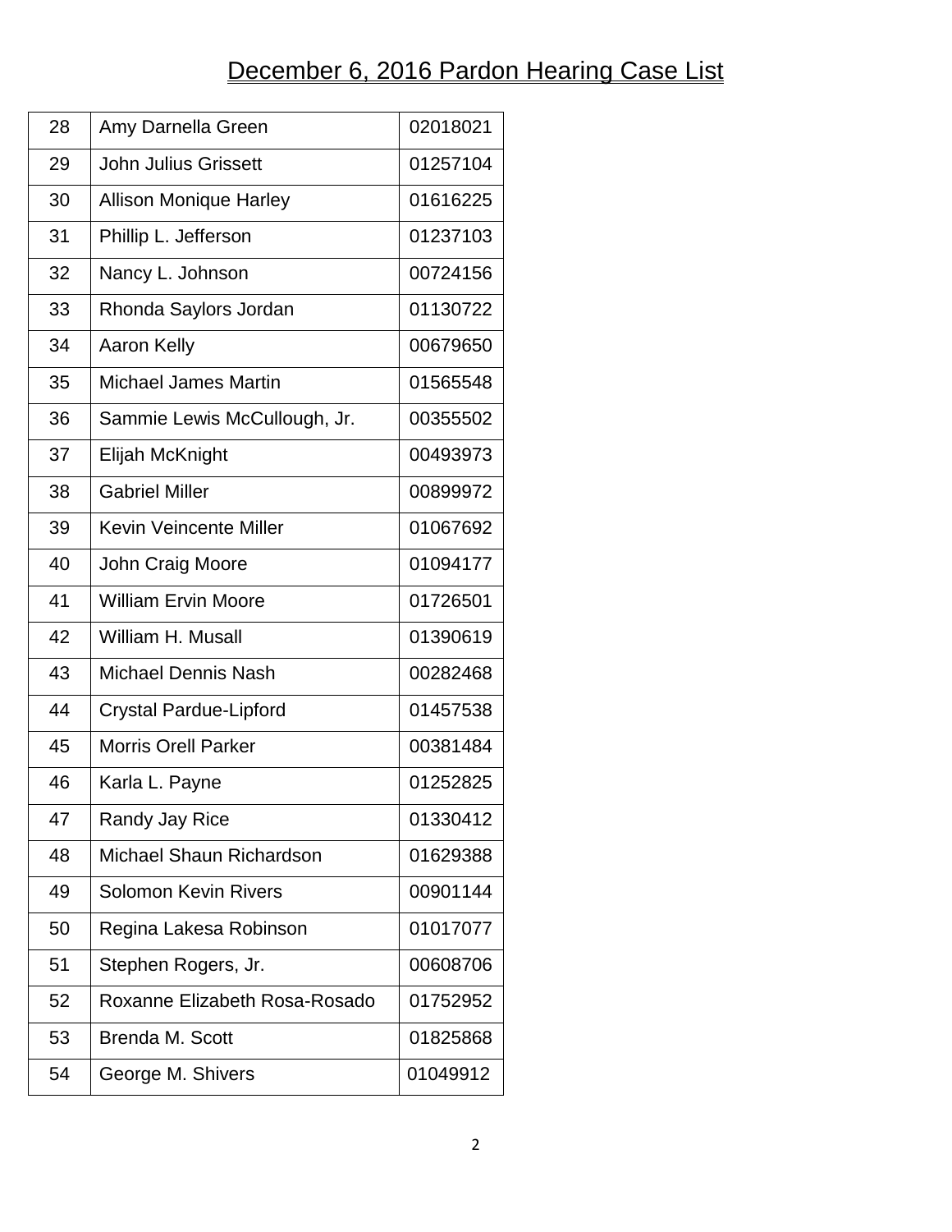# December 6, 2016 Pardon Hearing Case List

| | | |
|---|---|---|
| 28 | Amy Darnella Green | 02018021 |
| 29 | John Julius Grissett | 01257104 |
| 30 | Allison Monique Harley | 01616225 |
| 31 | Phillip L. Jefferson | 01237103 |
| 32 | Nancy L. Johnson | 00724156 |
| 33 | Rhonda Saylors Jordan | 01130722 |
| 34 | Aaron Kelly | 00679650 |
| 35 | Michael James Martin | 01565548 |
| 36 | Sammie Lewis McCullough, Jr. | 00355502 |
| 37 | Elijah McKnight | 00493973 |
| 38 | Gabriel Miller | 00899972 |
| 39 | Kevin Veincente Miller | 01067692 |
| 40 | John Craig Moore | 01094177 |
| 41 | William Ervin Moore | 01726501 |
| 42 | William H. Musall | 01390619 |
| 43 | Michael Dennis Nash | 00282468 |
| 44 | Crystal Pardue-Lipford | 01457538 |
| 45 | Morris Orell Parker | 00381484 |
| 46 | Karla L. Payne | 01252825 |
| 47 | Randy Jay Rice | 01330412 |
| 48 | Michael Shaun Richardson | 01629388 |
| 49 | Solomon Kevin Rivers | 00901144 |
| 50 | Regina Lakesa Robinson | 01017077 |
| 51 | Stephen Rogers, Jr. | 00608706 |
| 52 | Roxanne Elizabeth Rosa-Rosado | 01752952 |
| 53 | Brenda M. Scott | 01825868 |
| 54 | George M. Shivers | 01049912 |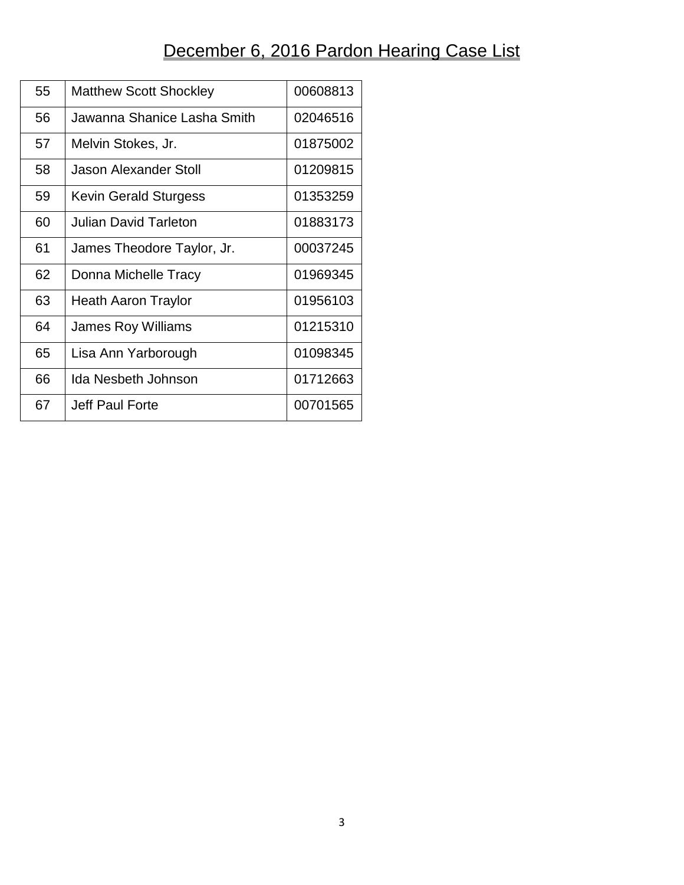# December 6, 2016 Pardon Hearing Case List

| | | |
|---|---|---|
| 55 | Matthew Scott Shockley | 00608813 |
| 56 | Jawanna Shanice Lasha Smith | 02046516 |
| 57 | Melvin Stokes, Jr. | 01875002 |
| 58 | Jason Alexander Stoll | 01209815 |
| 59 | Kevin Gerald Sturgess | 01353259 |
| 60 | Julian David Tarleton | 01883173 |
| 61 | James Theodore Taylor, Jr. | 00037245 |
| 62 | Donna Michelle Tracy | 01969345 |
| 63 | Heath Aaron Traylor | 01956103 |
| 64 | James Roy Williams | 01215310 |
| 65 | Lisa Ann Yarborough | 01098345 |
| 66 | Ida Nesbeth Johnson | 01712663 |
| 67 | Jeff Paul Forte | 00701565 |